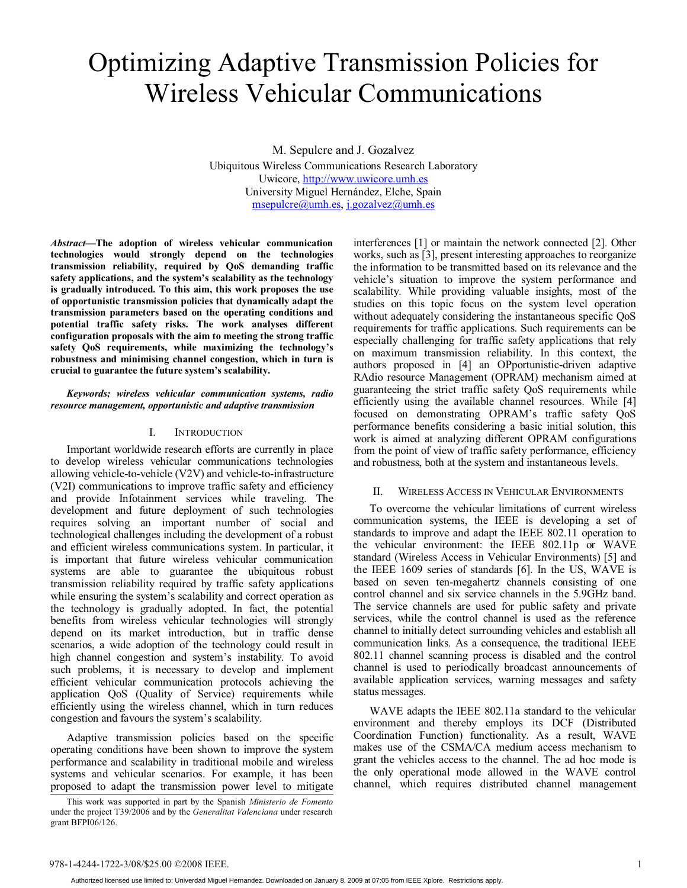# Optimizing Adaptive Transmission Policies for Wireless Vehicular Communications

M. Sepulcre and J. Gozalvez

Ubiquitous Wireless Communications Research Laboratory
Uwicore, http://www.uwicore.umh.es
University Miguel Hernández, Elche, Spain
msepulcre@umh.es, j.gozalvez@umh.es

***Abstract*—The adoption of wireless vehicular communication technologies would strongly depend on the technologies transmission reliability, required by QoS demanding traffic safety applications, and the system's scalability as the technology is gradually introduced. To this aim, this work proposes the use of opportunistic transmission policies that dynamically adapt the transmission parameters based on the operating conditions and potential traffic safety risks. The work analyses different configuration proposals with the aim to meeting the strong traffic safety QoS requirements, while maximizing the technology's robustness and minimising channel congestion, which in turn is crucial to guarantee the future system's scalability.**

***Keywords; wireless vehicular communication systems, radio resource management, opportunistic and adaptive transmission***

## I. Introduction

Important worldwide research efforts are currently in place to develop wireless vehicular communications technologies allowing vehicle-to-vehicle (V2V) and vehicle-to-infrastructure (V2I) communications to improve traffic safety and efficiency and provide Infotainment services while traveling. The development and future deployment of such technologies requires solving an important number of social and technological challenges including the development of a robust and efficient wireless communications system. In particular, it is important that future wireless vehicular communication systems are able to guarantee the ubiquitous robust transmission reliability required by traffic safety applications while ensuring the system's scalability and correct operation as the technology is gradually adopted. In fact, the potential benefits from wireless vehicular technologies will strongly depend on its market introduction, but in traffic dense scenarios, a wide adoption of the technology could result in high channel congestion and system's instability. To avoid such problems, it is necessary to develop and implement efficient vehicular communication protocols achieving the application QoS (Quality of Service) requirements while efficiently using the wireless channel, which in turn reduces congestion and favours the system's scalability.

Adaptive transmission policies based on the specific operating conditions have been shown to improve the system performance and scalability in traditional mobile and wireless systems and vehicular scenarios. For example, it has been proposed to adapt the transmission power level to mitigate interferences [1] or maintain the network connected [2]. Other works, such as [3], present interesting approaches to reorganize the information to be transmitted based on its relevance and the vehicle's situation to improve the system performance and scalability. While providing valuable insights, most of the studies on this topic focus on the system level operation without adequately considering the instantaneous specific QoS requirements for traffic applications. Such requirements can be especially challenging for traffic safety applications that rely on maximum transmission reliability. In this context, the authors proposed in [4] an OPportunistic-driven adaptive RAdio resource Management (OPRAM) mechanism aimed at guaranteeing the strict traffic safety QoS requirements while efficiently using the available channel resources. While [4] focused on demonstrating OPRAM's traffic safety QoS performance benefits considering a basic initial solution, this work is aimed at analyzing different OPRAM configurations from the point of view of traffic safety performance, efficiency and robustness, both at the system and instantaneous levels.

## II. Wireless Access in Vehicular Environments

To overcome the vehicular limitations of current wireless communication systems, the IEEE is developing a set of standards to improve and adapt the IEEE 802.11 operation to the vehicular environment: the IEEE 802.11p or WAVE standard (Wireless Access in Vehicular Environments) [5] and the IEEE 1609 series of standards [6]. In the US, WAVE is based on seven ten-megahertz channels consisting of one control channel and six service channels in the 5.9GHz band. The service channels are used for public safety and private services, while the control channel is used as the reference channel to initially detect surrounding vehicles and establish all communication links. As a consequence, the traditional IEEE 802.11 channel scanning process is disabled and the control channel is used to periodically broadcast announcements of available application services, warning messages and safety status messages.

WAVE adapts the IEEE 802.11a standard to the vehicular environment and thereby employs its DCF (Distributed Coordination Function) functionality. As a result, WAVE makes use of the CSMA/CA medium access mechanism to grant the vehicles access to the channel. The ad hoc mode is the only operational mode allowed in the WAVE control channel, which requires distributed channel management

This work was supported in part by the Spanish *Ministerio de Fomento* under the project T39/2006 and by the *Generalitat Valenciana* under research grant BFPI06/126.

978-1-4244-1722-3/08/$25.00 ©2008 IEEE.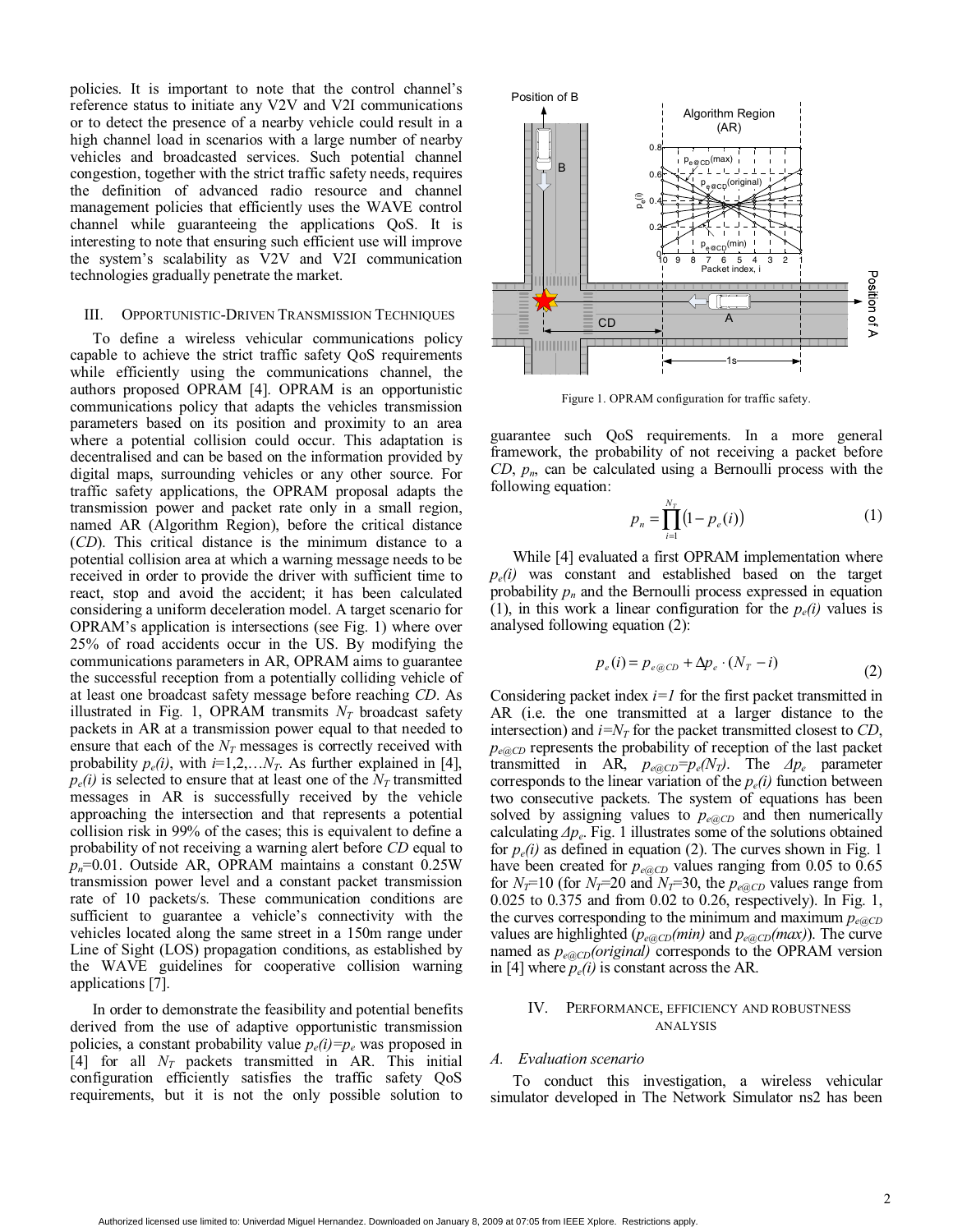policies. It is important to note that the control channel's reference status to initiate any V2V and V2I communications or to detect the presence of a nearby vehicle could result in a high channel load in scenarios with a large number of nearby vehicles and broadcasted services. Such potential channel congestion, together with the strict traffic safety needs, requires the definition of advanced radio resource and channel management policies that efficiently uses the WAVE control channel while guaranteeing the applications QoS. It is interesting to note that ensuring such efficient use will improve the system's scalability as V2V and V2I communication technologies gradually penetrate the market.

## III. Opportunistic-Driven Transmission Techniques

To define a wireless vehicular communications policy capable to achieve the strict traffic safety QoS requirements while efficiently using the communications channel, the authors proposed OPRAM [4]. OPRAM is an opportunistic communications policy that adapts the vehicles transmission parameters based on its position and proximity to an area where a potential collision could occur. This adaptation is decentralised and can be based on the information provided by digital maps, surrounding vehicles or any other source. For traffic safety applications, the OPRAM proposal adapts the transmission power and packet rate only in a small region, named AR (Algorithm Region), before the critical distance (*CD*). This critical distance is the minimum distance to a potential collision area at which a warning message needs to be received in order to provide the driver with sufficient time to react, stop and avoid the accident; it has been calculated considering a uniform deceleration model. A target scenario for OPRAM's application is intersections (see Fig. 1) where over 25% of road accidents occur in the US. By modifying the communications parameters in AR, OPRAM aims to guarantee the successful reception from a potentially colliding vehicle of at least one broadcast safety message before reaching *CD*. As illustrated in Fig. 1, OPRAM transmits $N_T$ broadcast safety packets in AR at a transmission power equal to that needed to ensure that each of the $N_T$ messages is correctly received with probability $p_e(i)$, with $i$=1,2,…$N_T$. As further explained in [4], $p_e(i)$ is selected to ensure that at least one of the $N_T$ transmitted messages in AR is successfully received by the vehicle approaching the intersection and that represents a potential collision risk in 99% of the cases; this is equivalent to define a probability of not receiving a warning alert before *CD* equal to $p_n$=0.01. Outside AR, OPRAM maintains a constant 0.25W transmission power level and a constant packet transmission rate of 10 packets/s. These communication conditions are sufficient to guarantee a vehicle's connectivity with the vehicles located along the same street in a 150m range under Line of Sight (LOS) propagation conditions, as established by the WAVE guidelines for cooperative collision warning applications [7].

In order to demonstrate the feasibility and potential benefits derived from the use of adaptive opportunistic transmission policies, a constant probability value $p_e(i)=p_e$ was proposed in [4] for all $N_T$ packets transmitted in AR. This initial configuration efficiently satisfies the traffic safety QoS requirements, but it is not the only possible solution to

Figure 1. OPRAM configuration for traffic safety.

guarantee such QoS requirements. In a more general framework, the probability of not receiving a packet before *CD*, $p_n$, can be calculated using a Bernoulli process with the following equation:

$$p_n = \prod_{i=1}^{N_T} \left(1 - p_e(i)\right) \tag{1}$$

While [4] evaluated a first OPRAM implementation where $p_e(i)$ was constant and established based on the target probability $p_n$ and the Bernoulli process expressed in equation (1), in this work a linear configuration for the $p_e(i)$ values is analysed following equation (2):

$$p_e(i) = p_{e@CD} + \Delta p_e \cdot (N_T - i) \tag{2}$$

Considering packet index $i=1$ for the first packet transmitted in AR (i.e. the one transmitted at a larger distance to the intersection) and $i=N_T$ for the packet transmitted closest to *CD*, $p_{e@CD}$ represents the probability of reception of the last packet transmitted in AR, $p_{e@CD}=p_e(N_T)$. The $\Delta p_e$ parameter corresponds to the linear variation of the $p_e(i)$ function between two consecutive packets. The system of equations has been solved by assigning values to $p_{e@CD}$ and then numerically calculating $\Delta p_e$. Fig. 1 illustrates some of the solutions obtained for $p_e(i)$ as defined in equation (2). The curves shown in Fig. 1 have been created for $p_{e@CD}$ values ranging from 0.05 to 0.65 for $N_T$=10 (for $N_T$=20 and $N_T$=30, the $p_{e@CD}$ values range from 0.025 to 0.375 and from 0.02 to 0.26, respectively). In Fig. 1, the curves corresponding to the minimum and maximum $p_{e@CD}$ values are highlighted ($p_{e@CD}(min)$ and $p_{e@CD}(max)$). The curve named as $p_{e@CD}(original)$ corresponds to the OPRAM version in [4] where $p_e(i)$ is constant across the AR.

## IV. Performance, Efficiency and Robustness Analysis

### A. Evaluation scenario

To conduct this investigation, a wireless vehicular simulator developed in The Network Simulator ns2 has been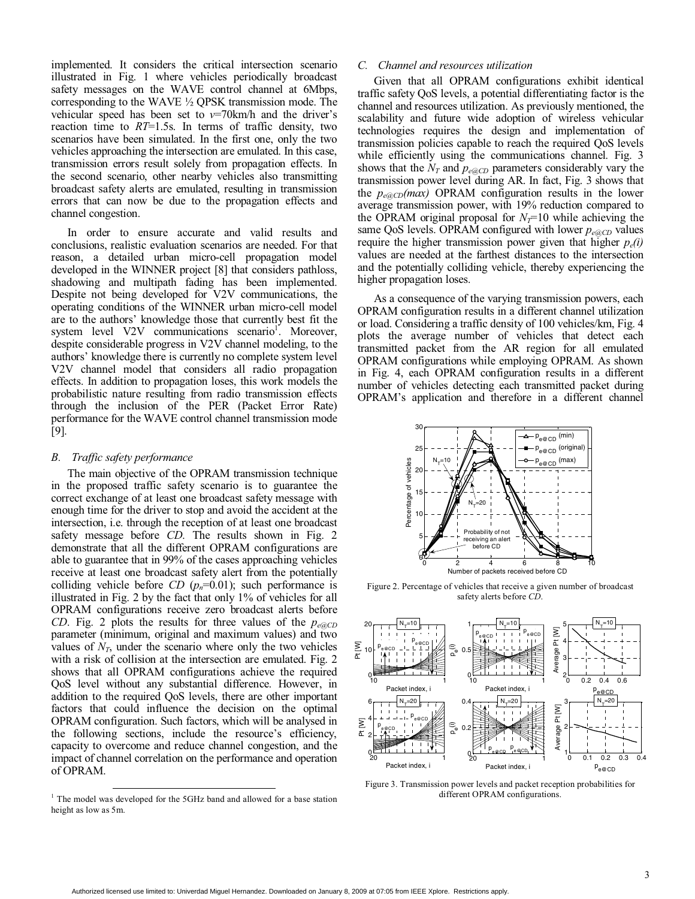implemented. It considers the critical intersection scenario illustrated in Fig. 1 where vehicles periodically broadcast safety messages on the WAVE control channel at 6Mbps, corresponding to the WAVE ½ QPSK transmission mode. The vehicular speed has been set to $v$=70km/h and the driver's reaction time to $RT$=1.5s. In terms of traffic density, two scenarios have been simulated. In the first one, only the two vehicles approaching the intersection are emulated. In this case, transmission errors result solely from propagation effects. In the second scenario, other nearby vehicles also transmitting broadcast safety alerts are emulated, resulting in transmission errors that can now be due to the propagation effects and channel congestion.

In order to ensure accurate and valid results and conclusions, realistic evaluation scenarios are needed. For that reason, a detailed urban micro-cell propagation model developed in the WINNER project [8] that considers pathloss, shadowing and multipath fading has been implemented. Despite not being developed for V2V communications, the operating conditions of the WINNER urban micro-cell model are to the authors' knowledge those that currently best fit the system level V2V communications scenario[1]. Moreover, despite considerable progress in V2V channel modeling, to the authors' knowledge there is currently no complete system level V2V channel model that considers all radio propagation effects. In addition to propagation loses, this work models the probabilistic nature resulting from radio transmission effects through the inclusion of the PER (Packet Error Rate) performance for the WAVE control channel transmission mode [9].

### B. Traffic safety performance

The main objective of the OPRAM transmission technique in the proposed traffic safety scenario is to guarantee the correct exchange of at least one broadcast safety message with enough time for the driver to stop and avoid the accident at the intersection, i.e. through the reception of at least one broadcast safety message before $CD$. The results shown in Fig. 2 demonstrate that all the different OPRAM configurations are able to guarantee that in 99% of the cases approaching vehicles receive at least one broadcast safety alert from the potentially colliding vehicle before $CD$ ($p_n$=0.01); such performance is illustrated in Fig. 2 by the fact that only 1% of vehicles for all OPRAM configurations receive zero broadcast alerts before $CD$. Fig. 2 plots the results for three values of the $p_{e@CD}$ parameter (minimum, original and maximum values) and two values of $N_T$, under the scenario where only the two vehicles with a risk of collision at the intersection are emulated. Fig. 2 shows that all OPRAM configurations achieve the required QoS level without any substantial difference. However, in addition to the required QoS levels, there are other important factors that could influence the decision on the optimal OPRAM configuration. Such factors, which will be analysed in the following sections, include the resource's efficiency, capacity to overcome and reduce channel congestion, and the impact of channel correlation on the performance and operation of OPRAM.

[1] The model was developed for the 5GHz band and allowed for a base station height as low as 5m.

### C. Channel and resources utilization

Given that all OPRAM configurations exhibit identical traffic safety QoS levels, a potential differentiating factor is the channel and resources utilization. As previously mentioned, the scalability and future wide adoption of wireless vehicular technologies requires the design and implementation of transmission policies capable to reach the required QoS levels while efficiently using the communications channel. Fig. 3 shows that the $N_T$ and $p_{e@CD}$ parameters considerably vary the transmission power level during AR. In fact, Fig. 3 shows that the $p_{e@CD}(max)$ OPRAM configuration results in the lower average transmission power, with 19% reduction compared to the OPRAM original proposal for $N_T$=10 while achieving the same QoS levels. OPRAM configured with lower $p_{e@CD}$ values require the higher transmission power given that higher $p_e(i)$ values are needed at the farthest distances to the intersection and the potentially colliding vehicle, thereby experiencing the higher propagation loses.

As a consequence of the varying transmission powers, each OPRAM configuration results in a different channel utilization or load. Considering a traffic density of 100 vehicles/km, Fig. 4 plots the average number of vehicles that detect each transmitted packet from the AR region for all emulated OPRAM configurations while employing OPRAM. As shown in Fig. 4, each OPRAM configuration results in a different number of vehicles detecting each transmitted packet during OPRAM's application and therefore in a different channel

Figure 2. Percentage of vehicles that receive a given number of broadcast safety alerts before $CD$.

Figure 3. Transmission power levels and packet reception probabilities for different OPRAM configurations.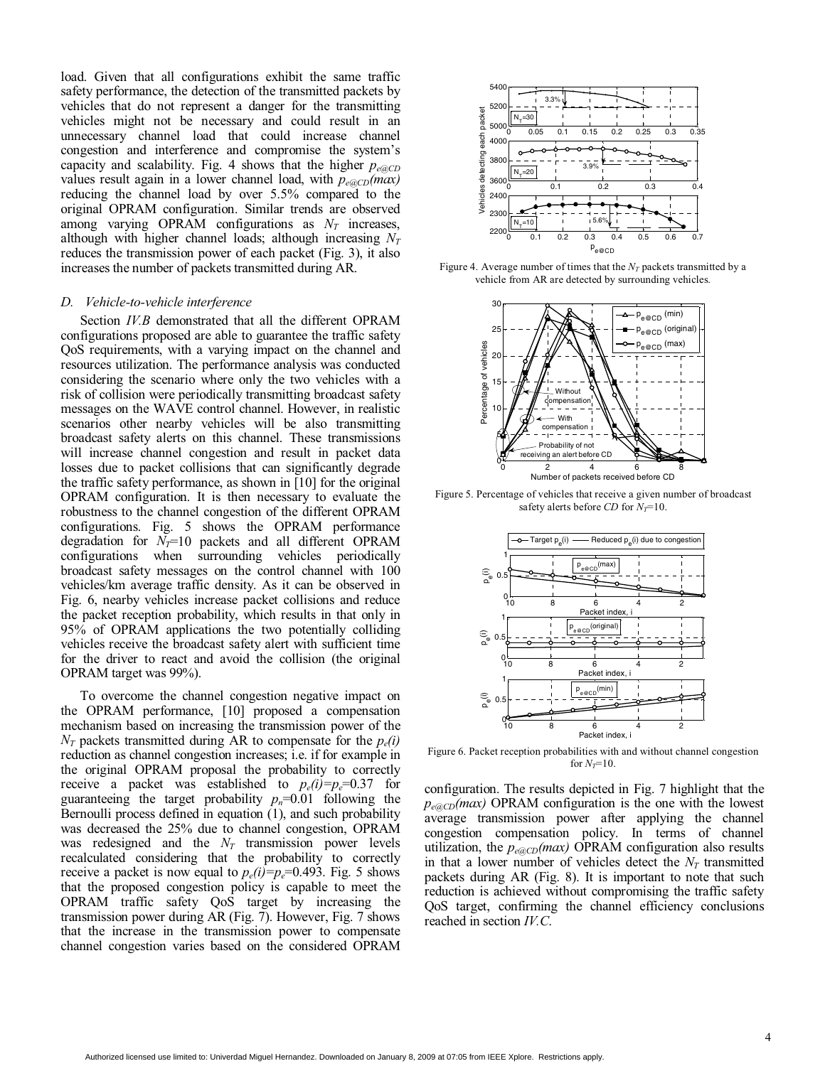load. Given that all configurations exhibit the same traffic safety performance, the detection of the transmitted packets by vehicles that do not represent a danger for the transmitting vehicles might not be necessary and could result in an unnecessary channel load that could increase channel congestion and interference and compromise the system's capacity and scalability. Fig. 4 shows that the higher $p_{e@CD}$ values result again in a lower channel load, with $p_{e@CD}(max)$ reducing the channel load by over 5.5% compared to the original OPRAM configuration. Similar trends are observed among varying OPRAM configurations as $N_T$ increases, although with higher channel loads; although increasing $N_T$ reduces the transmission power of each packet (Fig. 3), it also increases the number of packets transmitted during AR.

### D. Vehicle-to-vehicle interference

Section *IV.B* demonstrated that all the different OPRAM configurations proposed are able to guarantee the traffic safety QoS requirements, with a varying impact on the channel and resources utilization. The performance analysis was conducted considering the scenario where only the two vehicles with a risk of collision were periodically transmitting broadcast safety messages on the WAVE control channel. However, in realistic scenarios other nearby vehicles will be also transmitting broadcast safety alerts on this channel. These transmissions will increase channel congestion and result in packet data losses due to packet collisions that can significantly degrade the traffic safety performance, as shown in [10] for the original OPRAM configuration. It is then necessary to evaluate the robustness to the channel congestion of the different OPRAM configurations. Fig. 5 shows the OPRAM performance degradation for $N_T$=10 packets and all different OPRAM configurations when surrounding vehicles periodically broadcast safety messages on the control channel with 100 vehicles/km average traffic density. As it can be observed in Fig. 6, nearby vehicles increase packet collisions and reduce the packet reception probability, which results in that only in 95% of OPRAM applications the two potentially colliding vehicles receive the broadcast safety alert with sufficient time for the driver to react and avoid the collision (the original OPRAM target was 99%).

To overcome the channel congestion negative impact on the OPRAM performance, [10] proposed a compensation mechanism based on increasing the transmission power of the $N_T$ packets transmitted during AR to compensate for the $p_e(i)$ reduction as channel congestion increases; i.e. if for example in the original OPRAM proposal the probability to correctly receive a packet was established to $p_e(i)=p_e$=0.37 for guaranteeing the target probability $p_n$=0.01 following the Bernoulli process defined in equation (1), and such probability was decreased the 25% due to channel congestion, OPRAM was redesigned and the $N_T$ transmission power levels recalculated considering that the probability to correctly receive a packet is now equal to $p_e(i)=p_e$=0.493. Fig. 5 shows that the proposed congestion policy is capable to meet the OPRAM traffic safety QoS target by increasing the transmission power during AR (Fig. 7). However, Fig. 7 shows that the increase in the transmission power to compensate channel congestion varies based on the considered OPRAM configuration. The results depicted in Fig. 7 highlight that the $p_{e@CD}(max)$ OPRAM configuration is the one with the lowest average transmission power after applying the channel congestion compensation policy. In terms of channel utilization, the $p_{e@CD}(max)$ OPRAM configuration also results in that a lower number of vehicles detect the $N_T$ transmitted packets during AR (Fig. 8). It is important to note that such reduction is achieved without compromising the traffic safety QoS target, confirming the channel efficiency conclusions reached in section *IV.C*.

Figure 4. Average number of times that the $N_T$ packets transmitted by a vehicle from AR are detected by surrounding vehicles.

Figure 5. Percentage of vehicles that receive a given number of broadcast safety alerts before *CD* for $N_T$=10.

Figure 6. Packet reception probabilities with and without channel congestion for $N_T$=10.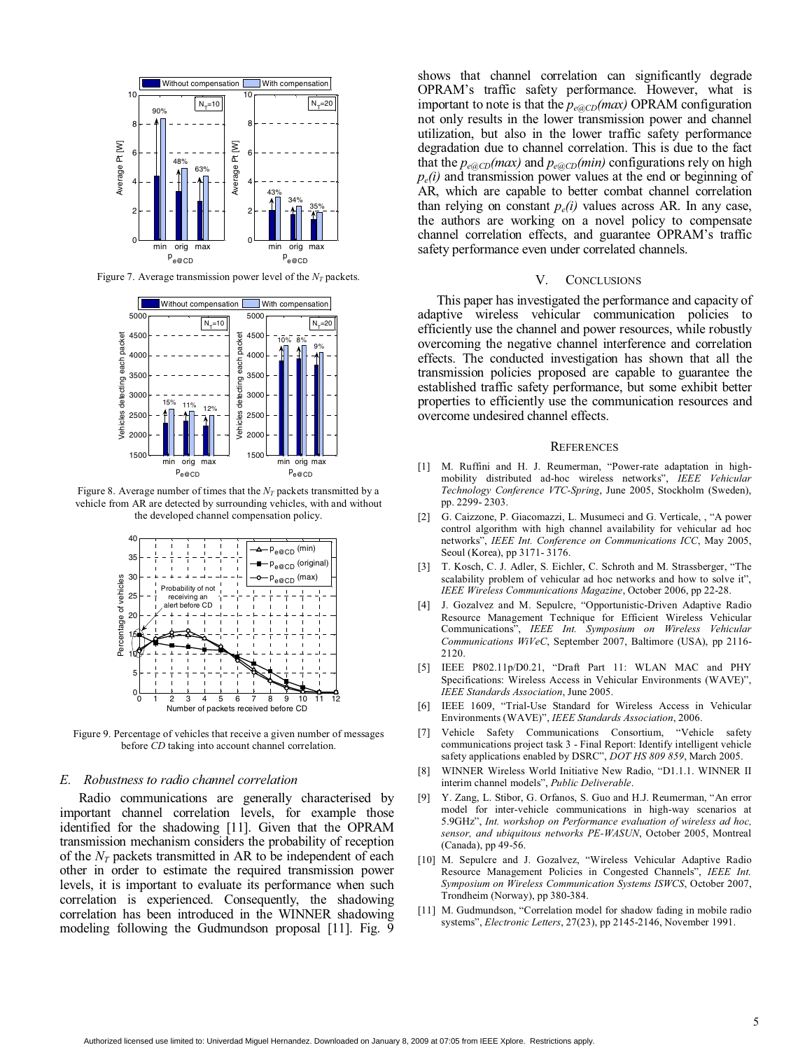Without compensation
With compensation

10
8
6
4
2
0

Average Pt [W]

90%
48%
63%
$N_T$=10
min orig max
$p_{e@CD}$

10
8
6
4
2
0

Average Pt [W]

43%
34%
35%
$N_T$=20
min orig max
$p_{e@CD}$

Figure 7. Average transmission power level of the $N_T$ packets.

Without compensation
With compensation

5000
4500
4000
3500
3000
2500
2000
1500

Vehicles detecting each packet

15%
11%
12%
$N_T$=10
min orig max
$p_{e@CD}$

5000
4500
4000
3500
3000
2500
2000
1500

Vehicles detecting each packet

10%
8%
9%
$N_T$=20
min orig max
$p_{e@CD}$

Figure 8. Average number of times that the $N_T$ packets transmitted by a vehicle from AR are detected by surrounding vehicles, with and without the developed channel compensation policy.

40
35
30
25
20
15
10
5
0

Percentage of vehicles

$p_{e@CD}$ (min)
$p_{e@CD}$ (original)
$p_{e@CD}$ (max)

Probability of not receiving an alert before CD

0 1 2 3 4 5 6 7 8 9 10 11 12

Number of packets received before CD

Figure 9. Percentage of vehicles that receive a given number of messages before *CD* taking into account channel correlation.

### *E. Robustness to radio channel correlation*

Radio communications are generally characterised by important channel correlation levels, for example those identified for the shadowing [11]. Given that the OPRAM transmission mechanism considers the probability of reception of the $N_T$ packets transmitted in AR to be independent of each other in order to estimate the required transmission power levels, it is important to evaluate its performance when such correlation is experienced. Consequently, the shadowing correlation has been introduced in the WINNER shadowing modeling following the Gudmundson proposal [11]. Fig. 9 shows that channel correlation can significantly degrade OPRAM's traffic safety performance. However, what is important to note is that the $p_{e@CD}(max)$ OPRAM configuration not only results in the lower transmission power and channel utilization, but also in the lower traffic safety performance degradation due to channel correlation. This is due to the fact that the $p_{e@CD}(max)$ and $p_{e@CD}(min)$ configurations rely on high $p_e(i)$ and transmission power values at the end or beginning of AR, which are capable to better combat channel correlation than relying on constant $p_e(i)$ values across AR. In any case, the authors are working on a novel policy to compensate channel correlation effects, and guarantee OPRAM's traffic safety performance even under correlated channels.

## V. CONCLUSIONS

This paper has investigated the performance and capacity of adaptive wireless vehicular communication policies to efficiently use the channel and power resources, while robustly overcoming the negative channel interference and correlation effects. The conducted investigation has shown that all the transmission policies proposed are capable to guarantee the established traffic safety performance, but some exhibit better properties to efficiently use the communication resources and overcome undesired channel effects.

## REFERENCES

[1] M. Ruffini and H. J. Reumerman, "Power-rate adaptation in high-mobility distributed ad-hoc wireless networks", *IEEE Vehicular Technology Conference VTC-Spring*, June 2005, Stockholm (Sweden), pp. 2299- 2303.

[2] G. Caizzone, P. Giacomazzi, L. Musumeci and G. Verticale, , "A power control algorithm with high channel availability for vehicular ad hoc networks", *IEEE Int. Conference on Communications ICC*, May 2005, Seoul (Korea), pp 3171- 3176.

[3] T. Kosch, C. J. Adler, S. Eichler, C. Schroth and M. Strassberger, "The scalability problem of vehicular ad hoc networks and how to solve it", *IEEE Wireless Communications Magazine*, October 2006, pp 22-28.

[4] J. Gozalvez and M. Sepulcre, "Opportunistic-Driven Adaptive Radio Resource Management Technique for Efficient Wireless Vehicular Communications", *IEEE Int. Symposium on Wireless Vehicular Communications WiVeC*, September 2007, Baltimore (USA), pp 2116-2120.

[5] IEEE P802.11p/D0.21, "Draft Part 11: WLAN MAC and PHY Specifications: Wireless Access in Vehicular Environments (WAVE)", *IEEE Standards Association*, June 2005.

[6] IEEE 1609, "Trial-Use Standard for Wireless Access in Vehicular Environments (WAVE)", *IEEE Standards Association*, 2006.

[7] Vehicle Safety Communications Consortium, "Vehicle safety communications project task 3 - Final Report: Identify intelligent vehicle safety applications enabled by DSRC", *DOT HS 809 859*, March 2005.

[8] WINNER Wireless World Initiative New Radio, "D1.1.1. WINNER II interim channel models", *Public Deliverable*.

[9] Y. Zang, L. Stibor, G. Orfanos, S. Guo and H.J. Reumerman, "An error model for inter-vehicle communications in high-way scenarios at 5.9GHz", *Int. workshop on Performance evaluation of wireless ad hoc, sensor, and ubiquitous networks PE-WASUN*, October 2005, Montreal (Canada), pp 49-56.

[10] M. Sepulcre and J. Gozalvez, "Wireless Vehicular Adaptive Radio Resource Management Policies in Congested Channels", *IEEE Int. Symposium on Wireless Communication Systems ISWCS*, October 2007, Trondheim (Norway), pp 380-384.

[11] M. Gudmundson, "Correlation model for shadow fading in mobile radio systems", *Electronic Letters*, 27(23), pp 2145-2146, November 1991.